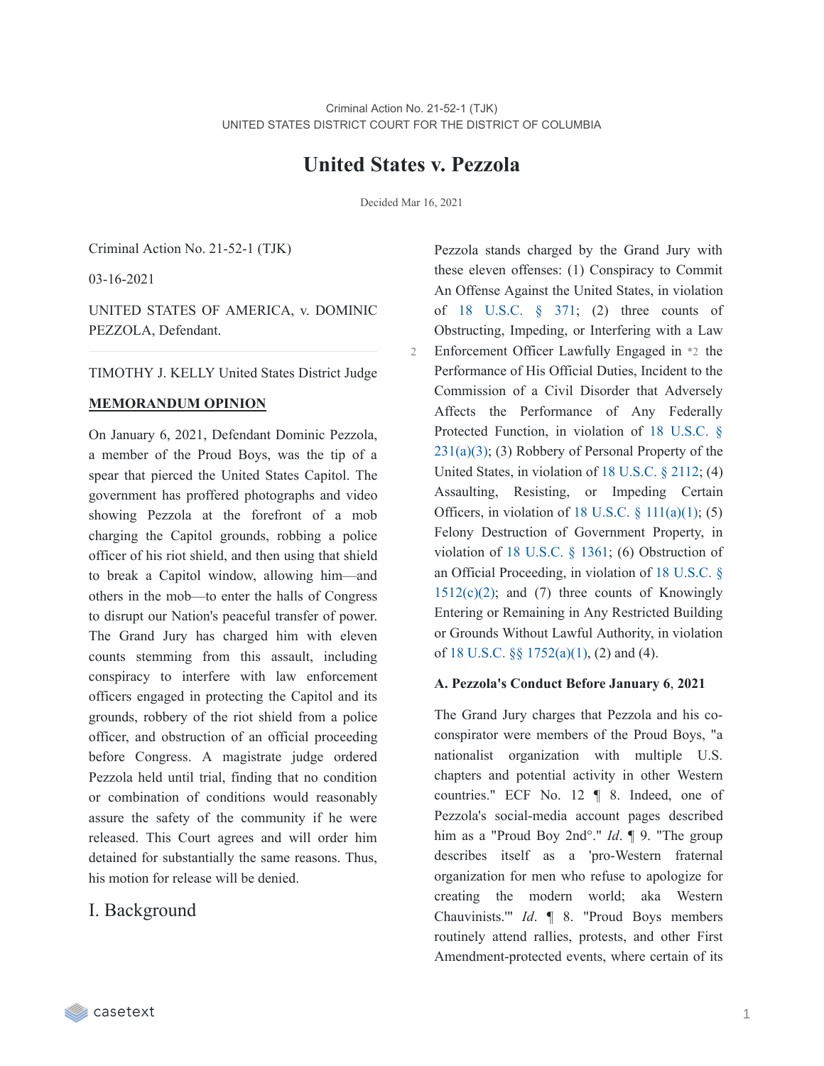Criminal Action No. 21-52-1 (TJK)

UNITED STATES DISTRICT COURT FOR THE DISTRICT OF COLUMBIA

# United States v. Pezzola

Decided Mar 16, 2021

Criminal Action No. 21-52-1 (TJK)

03-16-2021

UNITED STATES OF AMERICA, v. DOMINIC PEZZOLA, Defendant.

TIMOTHY J. KELLY United States District Judge

**MEMORANDUM OPINION**

On January 6, 2021, Defendant Dominic Pezzola, a member of the Proud Boys, was the tip of a spear that pierced the United States Capitol. The government has proffered photographs and video showing Pezzola at the forefront of a mob charging the Capitol grounds, robbing a police officer of his riot shield, and then using that shield to break a Capitol window, allowing him—and others in the mob—to enter the halls of Congress to disrupt our Nation's peaceful transfer of power. The Grand Jury has charged him with eleven counts stemming from this assault, including conspiracy to interfere with law enforcement officers engaged in protecting the Capitol and its grounds, robbery of the riot shield from a police officer, and obstruction of an official proceeding before Congress. A magistrate judge ordered Pezzola held until trial, finding that no condition or combination of conditions would reasonably assure the safety of the community if he were released. This Court agrees and will order him detained for substantially the same reasons. Thus, his motion for release will be denied.

## I. Background

Pezzola stands charged by the Grand Jury with these eleven offenses: (1) Conspiracy to Commit An Offense Against the United States, in violation of 18 U.S.C. § 371; (2) three counts of Obstructing, Impeding, or Interfering with a Law Enforcement Officer Lawfully Engaged in *2 the Performance of His Official Duties, Incident to the Commission of a Civil Disorder that Adversely Affects the Performance of Any Federally Protected Function, in violation of 18 U.S.C. § 231(a)(3); (3) Robbery of Personal Property of the United States, in violation of 18 U.S.C. § 2112; (4) Assaulting, Resisting, or Impeding Certain Officers, in violation of 18 U.S.C. § 111(a)(1); (5) Felony Destruction of Government Property, in violation of 18 U.S.C. § 1361; (6) Obstruction of an Official Proceeding, in violation of 18 U.S.C. § 1512(c)(2); and (7) three counts of Knowingly Entering or Remaining in Any Restricted Building or Grounds Without Lawful Authority, in violation of 18 U.S.C. §§ 1752(a)(1), (2) and (4).

### A. Pezzola's Conduct Before January 6, 2021

The Grand Jury charges that Pezzola and his co-conspirator were members of the Proud Boys, "a nationalist organization with multiple U.S. chapters and potential activity in other Western countries." ECF No. 12 ¶ 8. Indeed, one of Pezzola's social-media account pages described him as a "Proud Boy 2nd°." *Id.* ¶ 9. "The group describes itself as a 'pro-Western fraternal organization for men who refuse to apologize for creating the modern world; aka Western Chauvinists.'" *Id.* ¶ 8. "Proud Boys members routinely attend rallies, protests, and other First Amendment-protected events, where certain of its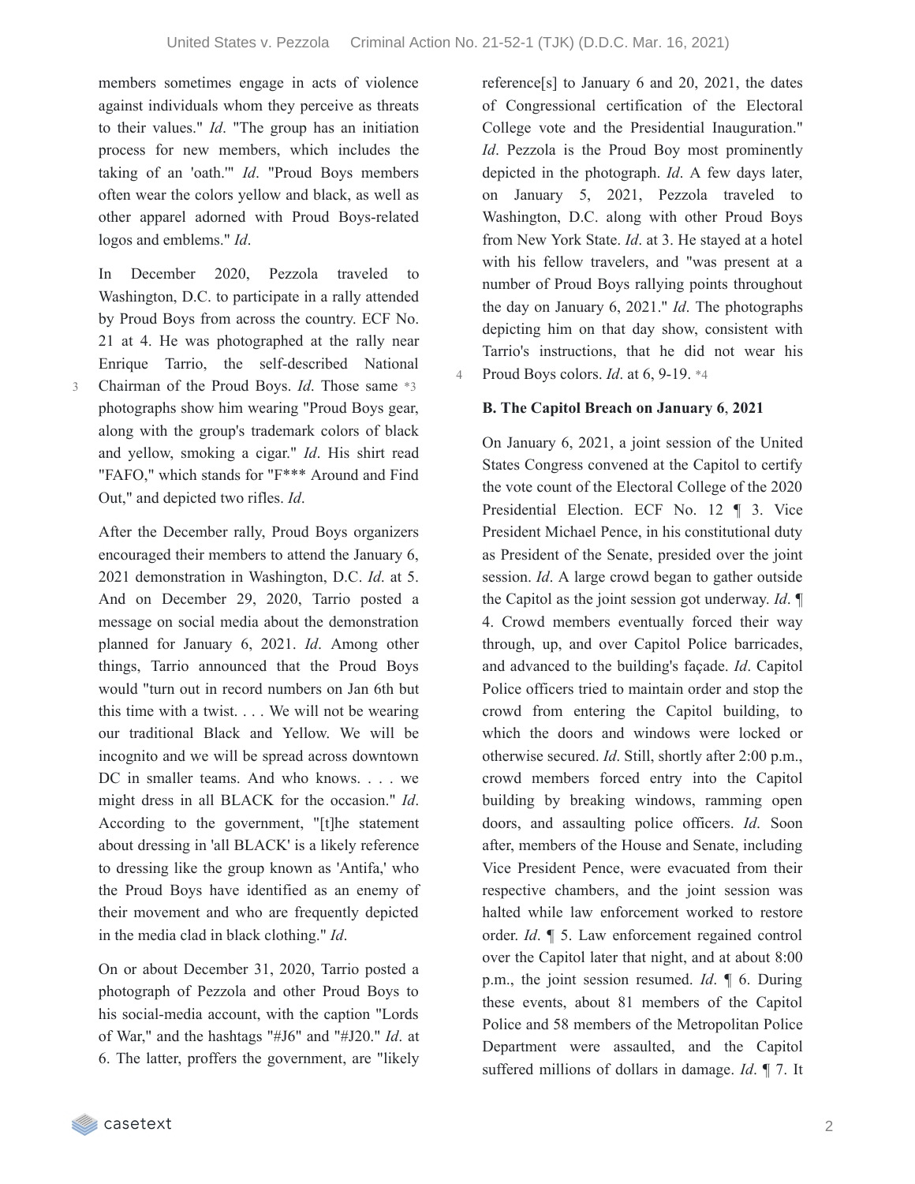members sometimes engage in acts of violence against individuals whom they perceive as threats to their values." *Id*. "The group has an initiation process for new members, which includes the taking of an 'oath.'" *Id*. "Proud Boys members often wear the colors yellow and black, as well as other apparel adorned with Proud Boys-related logos and emblems." *Id*.

In December 2020, Pezzola traveled to Washington, D.C. to participate in a rally attended by Proud Boys from across the country. ECF No. 21 at 4. He was photographed at the rally near Enrique Tarrio, the self-described National Chairman of the Proud Boys. *Id*. Those same *3 photographs show him wearing "Proud Boys gear, along with the group's trademark colors of black and yellow, smoking a cigar." *Id*. His shirt read "FAFO," which stands for "F*** Around and Find Out," and depicted two rifles. *Id*.

After the December rally, Proud Boys organizers encouraged their members to attend the January 6, 2021 demonstration in Washington, D.C. *Id*. at 5. And on December 29, 2020, Tarrio posted a message on social media about the demonstration planned for January 6, 2021. *Id*. Among other things, Tarrio announced that the Proud Boys would "turn out in record numbers on Jan 6th but this time with a twist. . . . We will not be wearing our traditional Black and Yellow. We will be incognito and we will be spread across downtown DC in smaller teams. And who knows. . . . we might dress in all BLACK for the occasion." *Id*. According to the government, "[t]he statement about dressing in 'all BLACK' is a likely reference to dressing like the group known as 'Antifa,' who the Proud Boys have identified as an enemy of their movement and who are frequently depicted in the media clad in black clothing." *Id*.

On or about December 31, 2020, Tarrio posted a photograph of Pezzola and other Proud Boys to his social-media account, with the caption "Lords of War," and the hashtags "#J6" and "#J20." *Id*. at 6. The latter, proffers the government, are "likely reference[s] to January 6 and 20, 2021, the dates of Congressional certification of the Electoral College vote and the Presidential Inauguration." *Id*. Pezzola is the Proud Boy most prominently depicted in the photograph. *Id*. A few days later, on January 5, 2021, Pezzola traveled to Washington, D.C. along with other Proud Boys from New York State. *Id*. at 3. He stayed at a hotel with his fellow travelers, and "was present at a number of Proud Boys rallying points throughout the day on January 6, 2021." *Id*. The photographs depicting him on that day show, consistent with Tarrio's instructions, that he did not wear his Proud Boys colors. *Id*. at 6, 9-19. *4

### B. The Capitol Breach on January 6, 2021

On January 6, 2021, a joint session of the United States Congress convened at the Capitol to certify the vote count of the Electoral College of the 2020 Presidential Election. ECF No. 12 ¶ 3. Vice President Michael Pence, in his constitutional duty as President of the Senate, presided over the joint session. *Id*. A large crowd began to gather outside the Capitol as the joint session got underway. *Id*. ¶ 4. Crowd members eventually forced their way through, up, and over Capitol Police barricades, and advanced to the building's façade. *Id*. Capitol Police officers tried to maintain order and stop the crowd from entering the Capitol building, to which the doors and windows were locked or otherwise secured. *Id*. Still, shortly after 2:00 p.m., crowd members forced entry into the Capitol building by breaking windows, ramming open doors, and assaulting police officers. *Id*. Soon after, members of the House and Senate, including Vice President Pence, were evacuated from their respective chambers, and the joint session was halted while law enforcement worked to restore order. *Id*. ¶ 5. Law enforcement regained control over the Capitol later that night, and at about 8:00 p.m., the joint session resumed. *Id*. ¶ 6. During these events, about 81 members of the Capitol Police and 58 members of the Metropolitan Police Department were assaulted, and the Capitol suffered millions of dollars in damage. *Id*. ¶ 7. It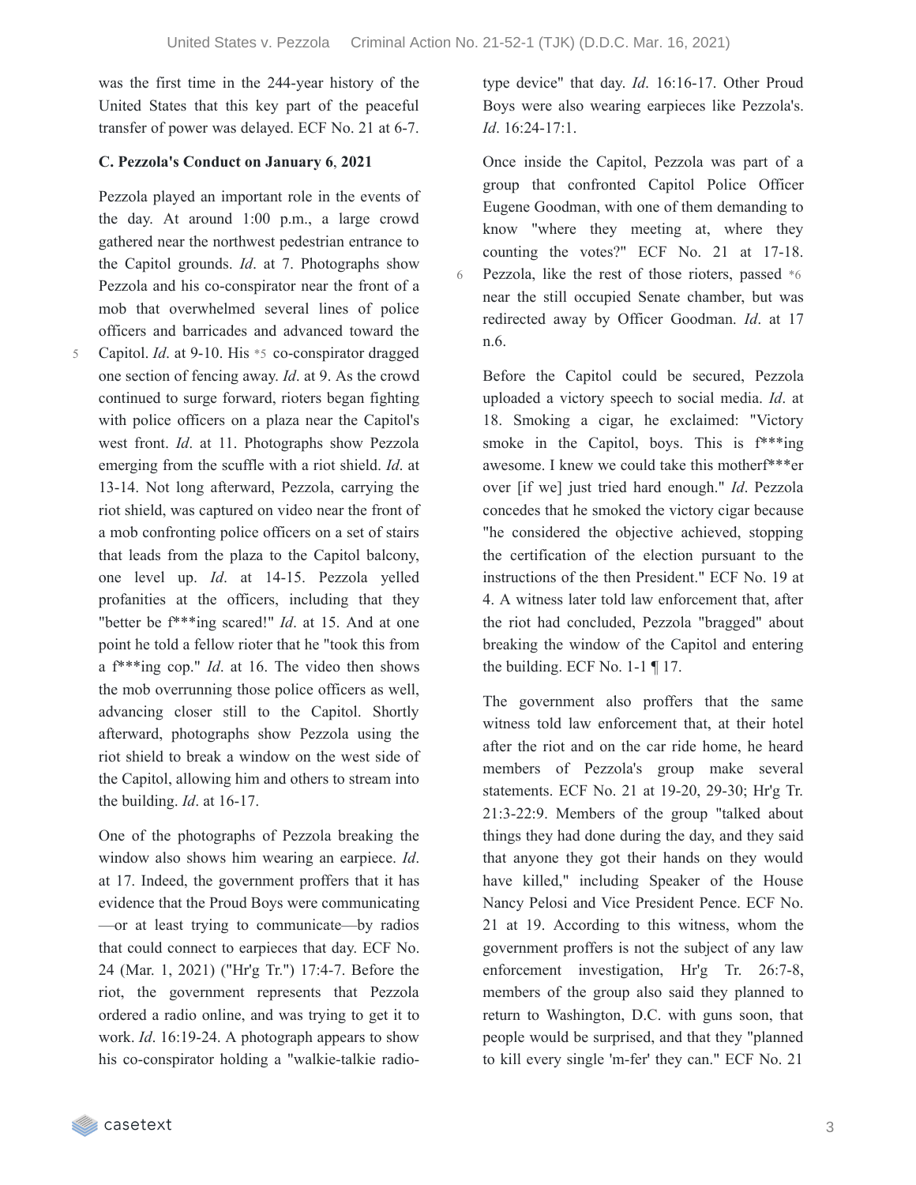was the first time in the 244-year history of the United States that this key part of the peaceful transfer of power was delayed. ECF No. 21 at 6-7.

### C. Pezzola's Conduct on January 6, 2021

Pezzola played an important role in the events of the day. At around 1:00 p.m., a large crowd gathered near the northwest pedestrian entrance to the Capitol grounds. *Id*. at 7. Photographs show Pezzola and his co-conspirator near the front of a mob that overwhelmed several lines of police officers and barricades and advanced toward the Capitol. *Id*. at 9-10. His *5 co-conspirator dragged one section of fencing away. *Id*. at 9. As the crowd continued to surge forward, rioters began fighting with police officers on a plaza near the Capitol's west front. *Id*. at 11. Photographs show Pezzola emerging from the scuffle with a riot shield. *Id*. at 13-14. Not long afterward, Pezzola, carrying the riot shield, was captured on video near the front of a mob confronting police officers on a set of stairs that leads from the plaza to the Capitol balcony, one level up. *Id*. at 14-15. Pezzola yelled profanities at the officers, including that they "better be f***ing scared!" *Id*. at 15. And at one point he told a fellow rioter that he "took this from a f***ing cop." *Id*. at 16. The video then shows the mob overrunning those police officers as well, advancing closer still to the Capitol. Shortly afterward, photographs show Pezzola using the riot shield to break a window on the west side of the Capitol, allowing him and others to stream into the building. *Id*. at 16-17.

One of the photographs of Pezzola breaking the window also shows him wearing an earpiece. *Id*. at 17. Indeed, the government proffers that it has evidence that the Proud Boys were communicating —or at least trying to communicate—by radios that could connect to earpieces that day. ECF No. 24 (Mar. 1, 2021) ("Hr'g Tr.") 17:4-7. Before the riot, the government represents that Pezzola ordered a radio online, and was trying to get it to work. *Id*. 16:19-24. A photograph appears to show his co-conspirator holding a "walkie-talkie radio-type device" that day. *Id*. 16:16-17. Other Proud Boys were also wearing earpieces like Pezzola's. *Id*. 16:24-17:1.

Once inside the Capitol, Pezzola was part of a group that confronted Capitol Police Officer Eugene Goodman, with one of them demanding to know "where they meeting at, where they counting the votes?" ECF No. 21 at 17-18. Pezzola, like the rest of those rioters, passed *6 near the still occupied Senate chamber, but was redirected away by Officer Goodman. *Id*. at 17 n.6.

Before the Capitol could be secured, Pezzola uploaded a victory speech to social media. *Id*. at 18. Smoking a cigar, he exclaimed: "Victory smoke in the Capitol, boys. This is f***ing awesome. I knew we could take this motherf***er over [if we] just tried hard enough." *Id*. Pezzola concedes that he smoked the victory cigar because "he considered the objective achieved, stopping the certification of the election pursuant to the instructions of the then President." ECF No. 19 at 4. A witness later told law enforcement that, after the riot had concluded, Pezzola "bragged" about breaking the window of the Capitol and entering the building. ECF No. 1-1 ¶ 17.

The government also proffers that the same witness told law enforcement that, at their hotel after the riot and on the car ride home, he heard members of Pezzola's group make several statements. ECF No. 21 at 19-20, 29-30; Hr'g Tr. 21:3-22:9. Members of the group "talked about things they had done during the day, and they said that anyone they got their hands on they would have killed," including Speaker of the House Nancy Pelosi and Vice President Pence. ECF No. 21 at 19. According to this witness, whom the government proffers is not the subject of any law enforcement investigation, Hr'g Tr. 26:7-8, members of the group also said they planned to return to Washington, D.C. with guns soon, that people would be surprised, and that they "planned to kill every single 'm-fer' they can." ECF No. 21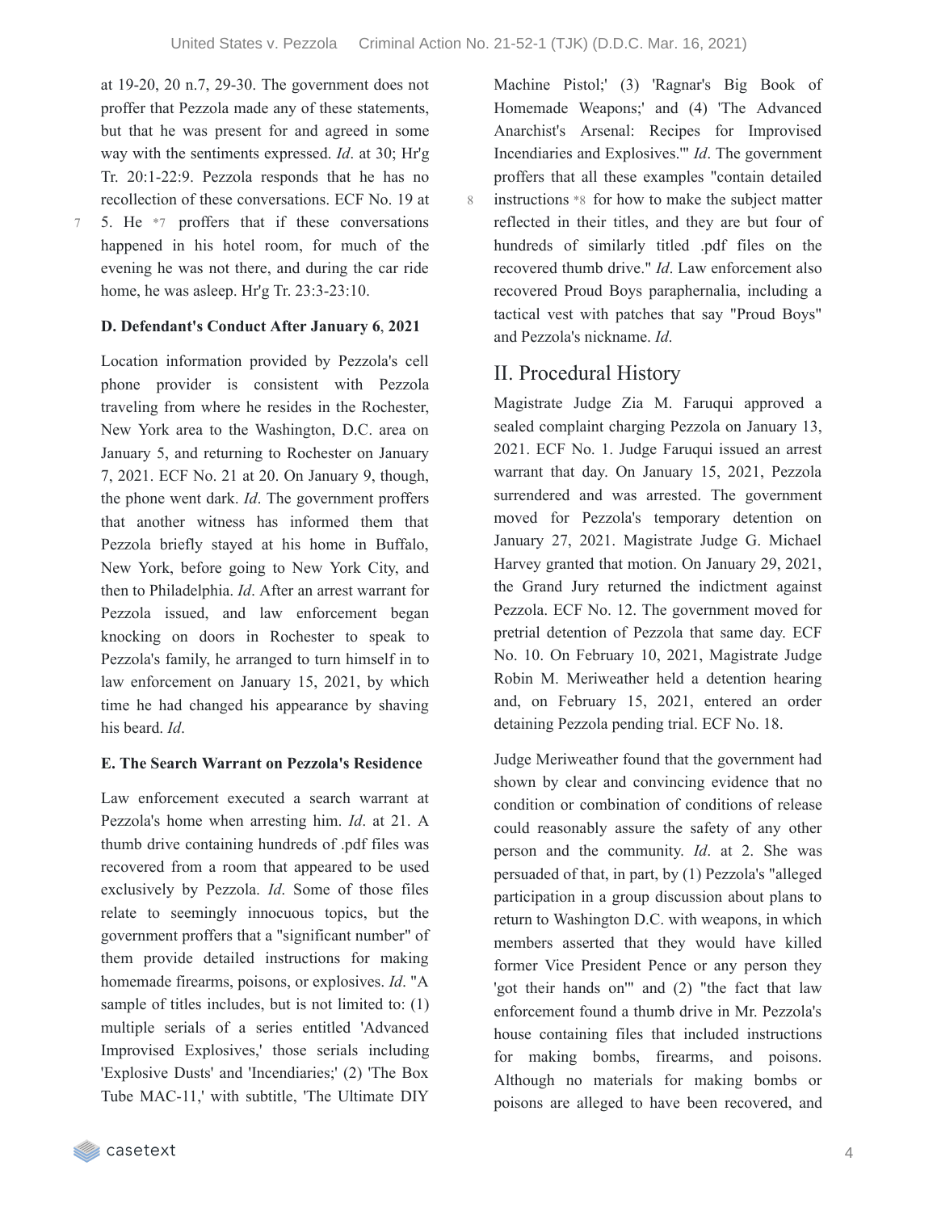at 19-20, 20 n.7, 29-30. The government does not proffer that Pezzola made any of these statements, but that he was present for and agreed in some way with the sentiments expressed. *Id*. at 30; Hr'g Tr. 20:1-22:9. Pezzola responds that he has no recollection of these conversations. ECF No. 19 at 5. He *7 proffers that if these conversations happened in his hotel room, for much of the evening he was not there, and during the car ride home, he was asleep. Hr'g Tr. 23:3-23:10.

**D. Defendant's Conduct After January 6, 2021**

Location information provided by Pezzola's cell phone provider is consistent with Pezzola traveling from where he resides in the Rochester, New York area to the Washington, D.C. area on January 5, and returning to Rochester on January 7, 2021. ECF No. 21 at 20. On January 9, though, the phone went dark. *Id*. The government proffers that another witness has informed them that Pezzola briefly stayed at his home in Buffalo, New York, before going to New York City, and then to Philadelphia. *Id*. After an arrest warrant for Pezzola issued, and law enforcement began knocking on doors in Rochester to speak to Pezzola's family, he arranged to turn himself in to law enforcement on January 15, 2021, by which time he had changed his appearance by shaving his beard. *Id*.

**E. The Search Warrant on Pezzola's Residence**

Law enforcement executed a search warrant at Pezzola's home when arresting him. *Id*. at 21. A thumb drive containing hundreds of .pdf files was recovered from a room that appeared to be used exclusively by Pezzola. *Id*. Some of those files relate to seemingly innocuous topics, but the government proffers that a "significant number" of them provide detailed instructions for making homemade firearms, poisons, or explosives. *Id*. "A sample of titles includes, but is not limited to: (1) multiple serials of a series entitled 'Advanced Improvised Explosives,' those serials including 'Explosive Dusts' and 'Incendiaries;' (2) 'The Box Tube MAC-11,' with subtitle, 'The Ultimate DIY Machine Pistol;' (3) 'Ragnar's Big Book of Homemade Weapons;' and (4) 'The Advanced Anarchist's Arsenal: Recipes for Improvised Incendiaries and Explosives.'" *Id*. The government proffers that all these examples "contain detailed instructions *8 for how to make the subject matter reflected in their titles, and they are but four of hundreds of similarly titled .pdf files on the recovered thumb drive." *Id*. Law enforcement also recovered Proud Boys paraphernalia, including a tactical vest with patches that say "Proud Boys" and Pezzola's nickname. *Id*.

## II. Procedural History

Magistrate Judge Zia M. Faruqui approved a sealed complaint charging Pezzola on January 13, 2021. ECF No. 1. Judge Faruqui issued an arrest warrant that day. On January 15, 2021, Pezzola surrendered and was arrested. The government moved for Pezzola's temporary detention on January 27, 2021. Magistrate Judge G. Michael Harvey granted that motion. On January 29, 2021, the Grand Jury returned the indictment against Pezzola. ECF No. 12. The government moved for pretrial detention of Pezzola that same day. ECF No. 10. On February 10, 2021, Magistrate Judge Robin M. Meriweather held a detention hearing and, on February 15, 2021, entered an order detaining Pezzola pending trial. ECF No. 18.

Judge Meriweather found that the government had shown by clear and convincing evidence that no condition or combination of conditions of release could reasonably assure the safety of any other person and the community. *Id*. at 2. She was persuaded of that, in part, by (1) Pezzola's "alleged participation in a group discussion about plans to return to Washington D.C. with weapons, in which members asserted that they would have killed former Vice President Pence or any person they 'got their hands on'" and (2) "the fact that law enforcement found a thumb drive in Mr. Pezzola's house containing files that included instructions for making bombs, firearms, and poisons. Although no materials for making bombs or poisons are alleged to have been recovered, and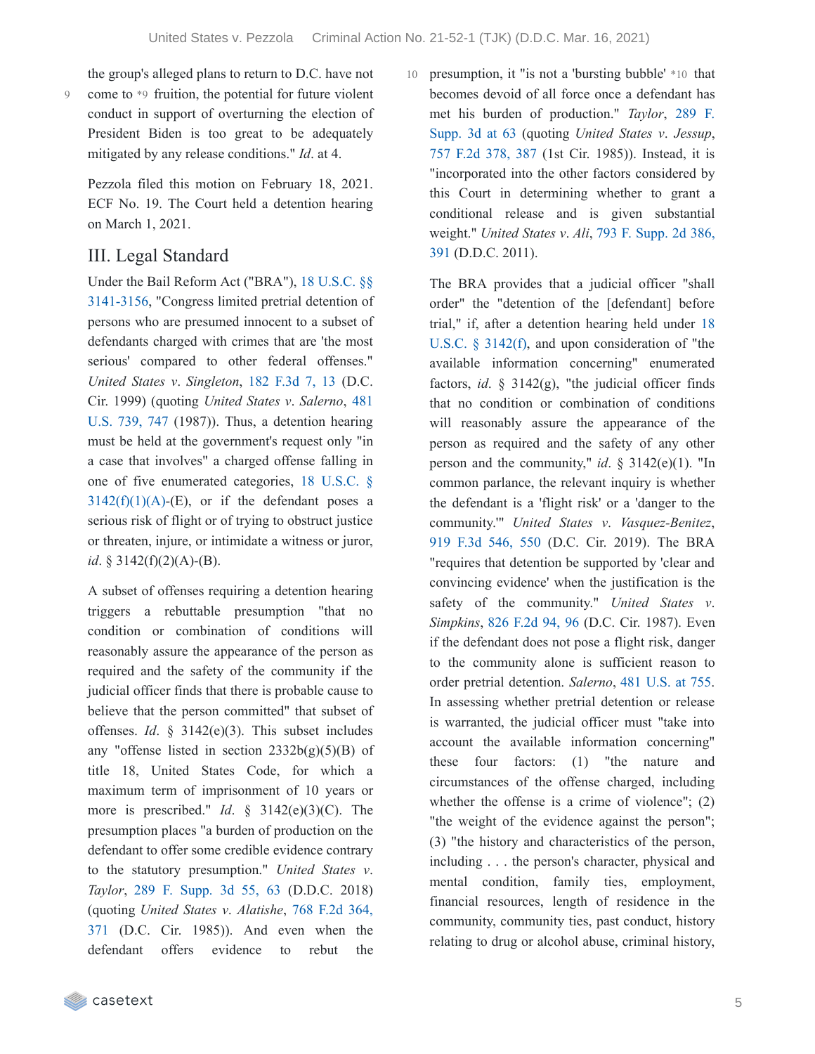the group's alleged plans to return to D.C. have not come to *9 fruition, the potential for future violent conduct in support of overturning the election of President Biden is too great to be adequately mitigated by any release conditions." *Id*. at 4.

Pezzola filed this motion on February 18, 2021. ECF No. 19. The Court held a detention hearing on March 1, 2021.

## III. Legal Standard

Under the Bail Reform Act ("BRA"), 18 U.S.C. §§ 3141-3156, "Congress limited pretrial detention of persons who are presumed innocent to a subset of defendants charged with crimes that are 'the most serious' compared to other federal offenses." *United States v. Singleton*, 182 F.3d 7, 13 (D.C. Cir. 1999) (quoting *United States v. Salerno*, 481 U.S. 739, 747 (1987)). Thus, a detention hearing must be held at the government's request only "in a case that involves" a charged offense falling in one of five enumerated categories, 18 U.S.C. § 3142(f)(1)(A)-(E), or if the defendant poses a serious risk of flight or of trying to obstruct justice or threaten, injure, or intimidate a witness or juror, *id*. § 3142(f)(2)(A)-(B).

A subset of offenses requiring a detention hearing triggers a rebuttable presumption "that no condition or combination of conditions will reasonably assure the appearance of the person as required and the safety of the community if the judicial officer finds that there is probable cause to believe that the person committed" that subset of offenses. *Id*. § 3142(e)(3). This subset includes any "offense listed in section 2332b(g)(5)(B) of title 18, United States Code, for which a maximum term of imprisonment of 10 years or more is prescribed." *Id*. § 3142(e)(3)(C). The presumption places "a burden of production on the defendant to offer some credible evidence contrary to the statutory presumption." *United States v. Taylor*, 289 F. Supp. 3d 55, 63 (D.D.C. 2018) (quoting *United States v. Alatishe*, 768 F.2d 364, 371 (D.C. Cir. 1985)). And even when the defendant offers evidence to rebut the presumption, it "is not a 'bursting bubble' *10 that becomes devoid of all force once a defendant has met his burden of production." *Taylor*, 289 F. Supp. 3d at 63 (quoting *United States v. Jessup*, 757 F.2d 378, 387 (1st Cir. 1985)). Instead, it is "incorporated into the other factors considered by this Court in determining whether to grant a conditional release and is given substantial weight." *United States v. Ali*, 793 F. Supp. 2d 386, 391 (D.D.C. 2011).

The BRA provides that a judicial officer "shall order" the "detention of the [defendant] before trial," if, after a detention hearing held under 18 U.S.C. § 3142(f), and upon consideration of "the available information concerning" enumerated factors, *id*. § 3142(g), "the judicial officer finds that no condition or combination of conditions will reasonably assure the appearance of the person as required and the safety of any other person and the community," *id*. § 3142(e)(1). "In common parlance, the relevant inquiry is whether the defendant is a 'flight risk' or a 'danger to the community.'" *United States v. Vasquez-Benitez*, 919 F.3d 546, 550 (D.C. Cir. 2019). The BRA "requires that detention be supported by 'clear and convincing evidence' when the justification is the safety of the community." *United States v. Simpkins*, 826 F.2d 94, 96 (D.C. Cir. 1987). Even if the defendant does not pose a flight risk, danger to the community alone is sufficient reason to order pretrial detention. *Salerno*, 481 U.S. at 755. In assessing whether pretrial detention or release is warranted, the judicial officer must "take into account the available information concerning" these four factors: (1) "the nature and circumstances of the offense charged, including whether the offense is a crime of violence"; (2) "the weight of the evidence against the person"; (3) "the history and characteristics of the person, including . . . the person's character, physical and mental condition, family ties, employment, financial resources, length of residence in the community, community ties, past conduct, history relating to drug or alcohol abuse, criminal history,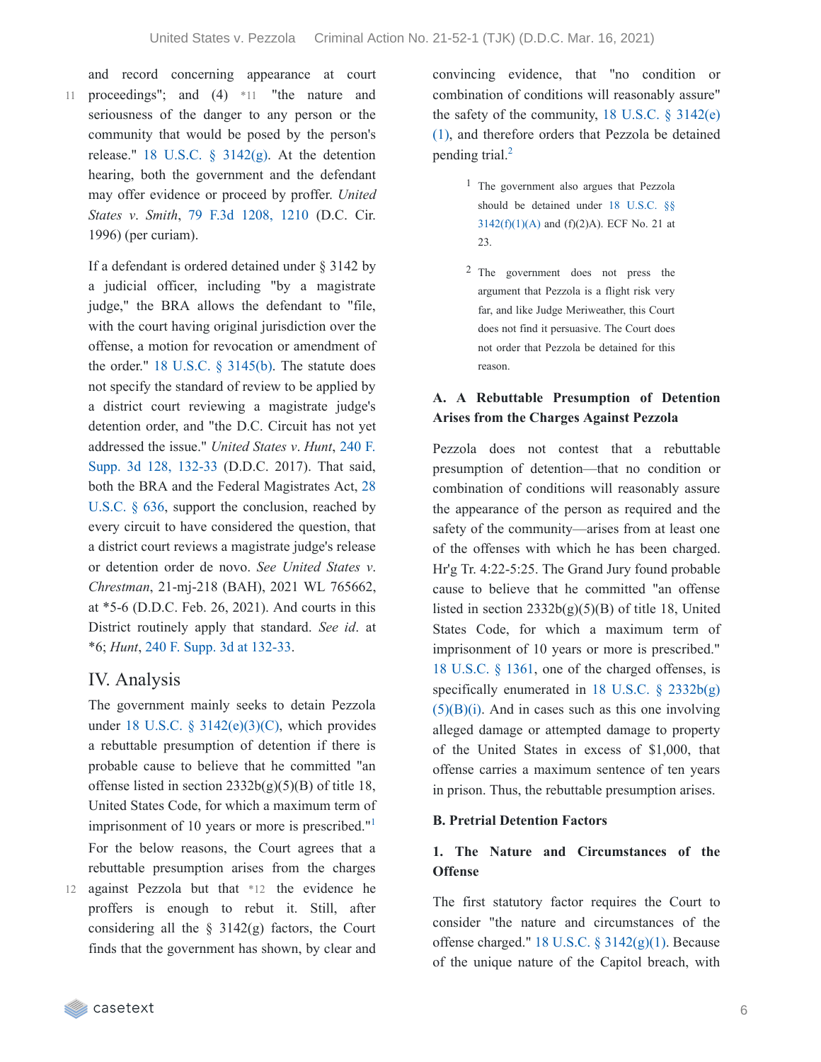and record concerning appearance at court proceedings"; and (4) *11 "the nature and seriousness of the danger to any person or the community that would be posed by the person's release." 18 U.S.C. § 3142(g). At the detention hearing, both the government and the defendant may offer evidence or proceed by proffer. *United States v. Smith*, 79 F.3d 1208, 1210 (D.C. Cir. 1996) (per curiam).

If a defendant is ordered detained under § 3142 by a judicial officer, including "by a magistrate judge," the BRA allows the defendant to "file, with the court having original jurisdiction over the offense, a motion for revocation or amendment of the order." 18 U.S.C. § 3145(b). The statute does not specify the standard of review to be applied by a district court reviewing a magistrate judge's detention order, and "the D.C. Circuit has not yet addressed the issue." *United States v. Hunt*, 240 F. Supp. 3d 128, 132-33 (D.D.C. 2017). That said, both the BRA and the Federal Magistrates Act, 28 U.S.C. § 636, support the conclusion, reached by every circuit to have considered the question, that a district court reviews a magistrate judge's release or detention order de novo. *See United States v. Chrestman*, 21-mj-218 (BAH), 2021 WL 765662, at *5-6 (D.D.C. Feb. 26, 2021). And courts in this District routinely apply that standard. *See id.* at *6; *Hunt*, 240 F. Supp. 3d at 132-33.

## IV. Analysis

The government mainly seeks to detain Pezzola under 18 U.S.C. § 3142(e)(3)(C), which provides a rebuttable presumption of detention if there is probable cause to believe that he committed "an offense listed in section 2332b(g)(5)(B) of title 18, United States Code, for which a maximum term of imprisonment of 10 years or more is prescribed."[1] For the below reasons, the Court agrees that a rebuttable presumption arises from the charges against Pezzola but that *12 the evidence he proffers is enough to rebut it. Still, after considering all the § 3142(g) factors, the Court finds that the government has shown, by clear and convincing evidence, that "no condition or combination of conditions will reasonably assure" the safety of the community, 18 U.S.C. § 3142(e)(1), and therefore orders that Pezzola be detained pending trial.[2]

[1] The government also argues that Pezzola should be detained under 18 U.S.C. §§ 3142(f)(1)(A) and (f)(2)A). ECF No. 21 at 23.

[2] The government does not press the argument that Pezzola is a flight risk very far, and like Judge Meriweather, this Court does not find it persuasive. The Court does not order that Pezzola be detained for this reason.

### A. A Rebuttable Presumption of Detention Arises from the Charges Against Pezzola

Pezzola does not contest that a rebuttable presumption of detention—that no condition or combination of conditions will reasonably assure the appearance of the person as required and the safety of the community—arises from at least one of the offenses with which he has been charged. Hr'g Tr. 4:22-5:25. The Grand Jury found probable cause to believe that he committed "an offense listed in section 2332b(g)(5)(B) of title 18, United States Code, for which a maximum term of imprisonment of 10 years or more is prescribed." 18 U.S.C. § 1361, one of the charged offenses, is specifically enumerated in 18 U.S.C. § 2332b(g)(5)(B)(i). And in cases such as this one involving alleged damage or attempted damage to property of the United States in excess of $1,000, that offense carries a maximum sentence of ten years in prison. Thus, the rebuttable presumption arises.

### B. Pretrial Detention Factors

#### 1. The Nature and Circumstances of the Offense

The first statutory factor requires the Court to consider "the nature and circumstances of the offense charged." 18 U.S.C. § 3142(g)(1). Because of the unique nature of the Capitol breach, with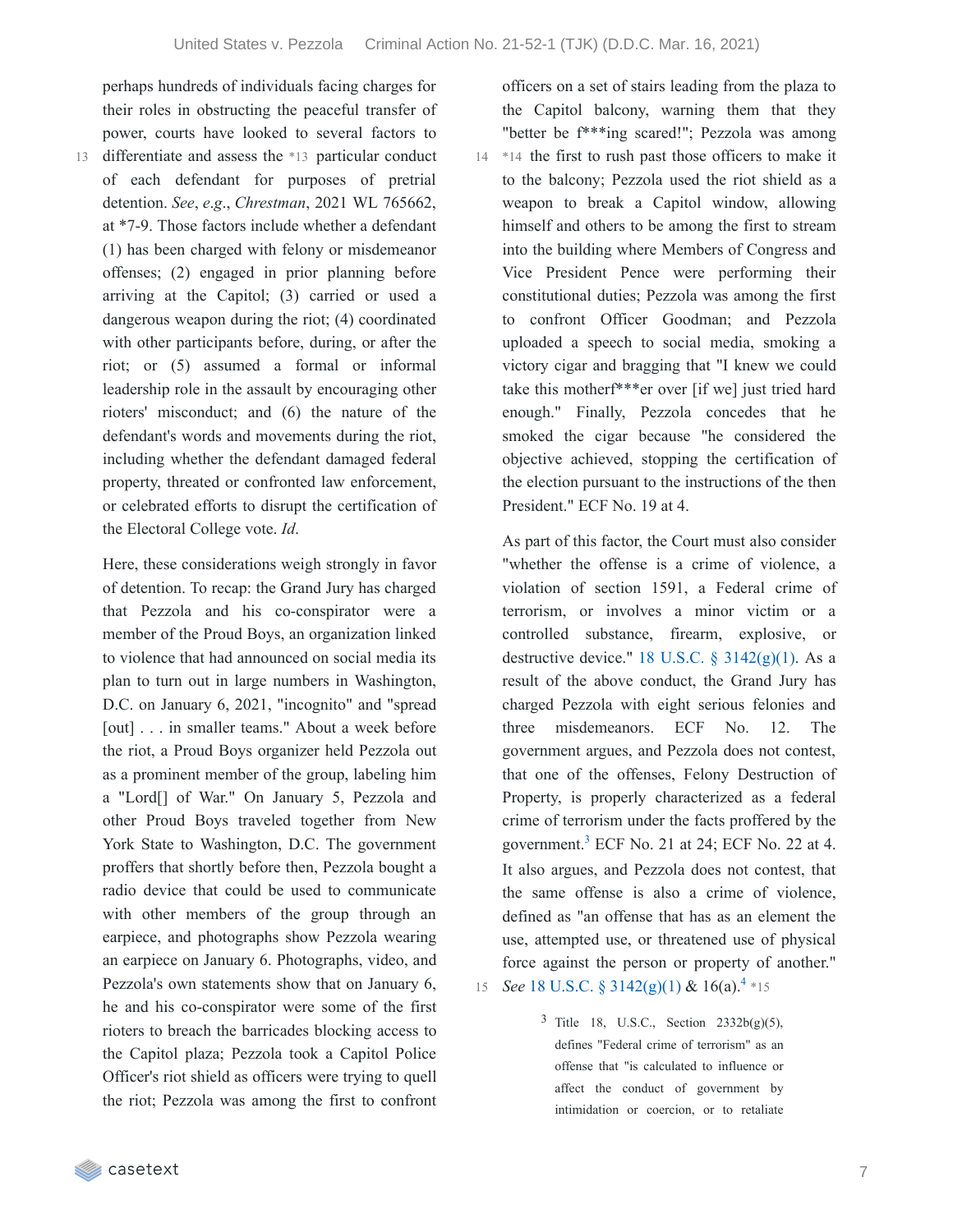perhaps hundreds of individuals facing charges for their roles in obstructing the peaceful transfer of power, courts have looked to several factors to differentiate and assess the *13 particular conduct of each defendant for purposes of pretrial detention. *See*, *e.g*., *Chrestman*, 2021 WL 765662, at *7-9. Those factors include whether a defendant (1) has been charged with felony or misdemeanor offenses; (2) engaged in prior planning before arriving at the Capitol; (3) carried or used a dangerous weapon during the riot; (4) coordinated with other participants before, during, or after the riot; or (5) assumed a formal or informal leadership role in the assault by encouraging other rioters' misconduct; and (6) the nature of the defendant's words and movements during the riot, including whether the defendant damaged federal property, threated or confronted law enforcement, or celebrated efforts to disrupt the certification of the Electoral College vote. *Id*.

Here, these considerations weigh strongly in favor of detention. To recap: the Grand Jury has charged that Pezzola and his co-conspirator were a member of the Proud Boys, an organization linked to violence that had announced on social media its plan to turn out in large numbers in Washington, D.C. on January 6, 2021, "incognito" and "spread [out] . . . in smaller teams." About a week before the riot, a Proud Boys organizer held Pezzola out as a prominent member of the group, labeling him a "Lord[] of War." On January 5, Pezzola and other Proud Boys traveled together from New York State to Washington, D.C. The government proffers that shortly before then, Pezzola bought a radio device that could be used to communicate with other members of the group through an earpiece, and photographs show Pezzola wearing an earpiece on January 6. Photographs, video, and Pezzola's own statements show that on January 6, he and his co-conspirator were some of the first rioters to breach the barricades blocking access to the Capitol plaza; Pezzola took a Capitol Police Officer's riot shield as officers were trying to quell the riot; Pezzola was among the first to confront officers on a set of stairs leading from the plaza to the Capitol balcony, warning them that they "better be f***ing scared!"; Pezzola was among *14 the first to rush past those officers to make it to the balcony; Pezzola used the riot shield as a weapon to break a Capitol window, allowing himself and others to be among the first to stream into the building where Members of Congress and Vice President Pence were performing their constitutional duties; Pezzola was among the first to confront Officer Goodman; and Pezzola uploaded a speech to social media, smoking a victory cigar and bragging that "I knew we could take this motherf***er over [if we] just tried hard enough." Finally, Pezzola concedes that he smoked the cigar because "he considered the objective achieved, stopping the certification of the election pursuant to the instructions of the then President." ECF No. 19 at 4.

As part of this factor, the Court must also consider "whether the offense is a crime of violence, a violation of section 1591, a Federal crime of terrorism, or involves a minor victim or a controlled substance, firearm, explosive, or destructive device." 18 U.S.C. § 3142(g)(1). As a result of the above conduct, the Grand Jury has charged Pezzola with eight serious felonies and three misdemeanors. ECF No. 12. The government argues, and Pezzola does not contest, that one of the offenses, Felony Destruction of Property, is properly characterized as a federal crime of terrorism under the facts proffered by the government.[3] ECF No. 21 at 24; ECF No. 22 at 4. It also argues, and Pezzola does not contest, that the same offense is also a crime of violence, defined as "an offense that has as an element the use, attempted use, or threatened use of physical force against the person or property of another." *See* 18 U.S.C. § 3142(g)(1) & 16(a).[4] *15

[3] Title 18, U.S.C., Section 2332b(g)(5), defines "Federal crime of terrorism" as an offense that "is calculated to influence or affect the conduct of government by intimidation or coercion, or to retaliate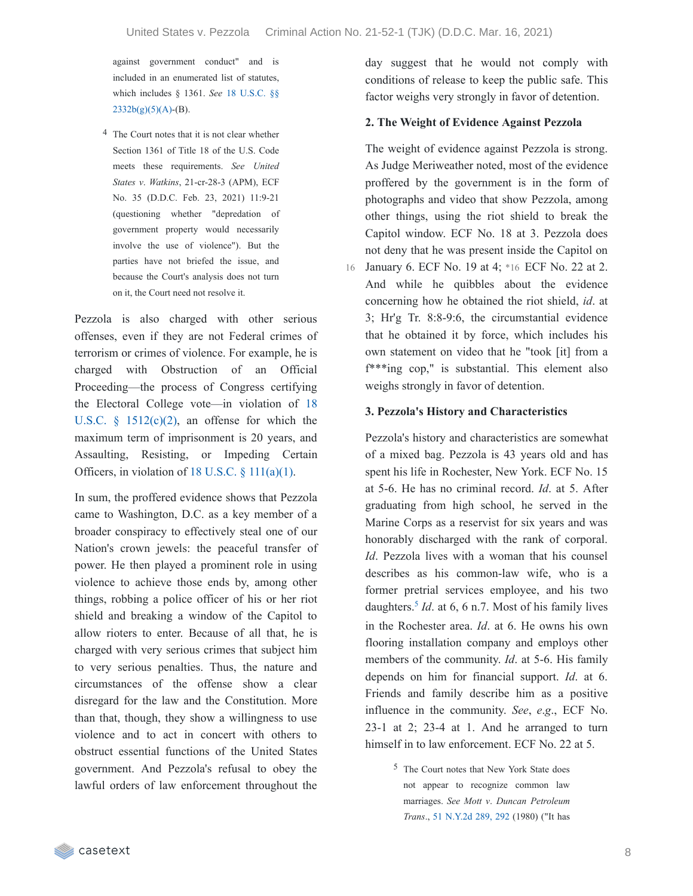against government conduct" and is included in an enumerated list of statutes, which includes § 1361. *See* 18 U.S.C. §§ 2332b(g)(5)(A)-(B).

[4] The Court notes that it is not clear whether Section 1361 of Title 18 of the U.S. Code meets these requirements. *See United States v. Watkins*, 21-cr-28-3 (APM), ECF No. 35 (D.D.C. Feb. 23, 2021) 11:9-21 (questioning whether "depredation of government property would necessarily involve the use of violence"). But the parties have not briefed the issue, and because the Court's analysis does not turn on it, the Court need not resolve it.

Pezzola is also charged with other serious offenses, even if they are not Federal crimes of terrorism or crimes of violence. For example, he is charged with Obstruction of an Official Proceeding—the process of Congress certifying the Electoral College vote—in violation of 18 U.S.C. § 1512(c)(2), an offense for which the maximum term of imprisonment is 20 years, and Assaulting, Resisting, or Impeding Certain Officers, in violation of 18 U.S.C. § 111(a)(1).

In sum, the proffered evidence shows that Pezzola came to Washington, D.C. as a key member of a broader conspiracy to effectively steal one of our Nation's crown jewels: the peaceful transfer of power. He then played a prominent role in using violence to achieve those ends by, among other things, robbing a police officer of his or her riot shield and breaking a window of the Capitol to allow rioters to enter. Because of all that, he is charged with very serious crimes that subject him to very serious penalties. Thus, the nature and circumstances of the offense show a clear disregard for the law and the Constitution. More than that, though, they show a willingness to use violence and to act in concert with others to obstruct essential functions of the United States government. And Pezzola's refusal to obey the lawful orders of law enforcement throughout the day suggest that he would not comply with conditions of release to keep the public safe. This factor weighs very strongly in favor of detention.

### 2. The Weight of Evidence Against Pezzola

The weight of evidence against Pezzola is strong. As Judge Meriweather noted, most of the evidence proffered by the government is in the form of photographs and video that show Pezzola, among other things, using the riot shield to break the Capitol window. ECF No. 18 at 3. Pezzola does not deny that he was present inside the Capitol on January 6. ECF No. 19 at 4; *16 ECF No. 22 at 2. And while he quibbles about the evidence concerning how he obtained the riot shield, *id*. at 3; Hr'g Tr. 8:8-9:6, the circumstantial evidence that he obtained it by force, which includes his own statement on video that he "took [it] from a f***ing cop," is substantial. This element also weighs strongly in favor of detention.

### 3. Pezzola's History and Characteristics

Pezzola's history and characteristics are somewhat of a mixed bag. Pezzola is 43 years old and has spent his life in Rochester, New York. ECF No. 15 at 5-6. He has no criminal record. *Id*. at 5. After graduating from high school, he served in the Marine Corps as a reservist for six years and was honorably discharged with the rank of corporal. *Id*. Pezzola lives with a woman that his counsel describes as his common-law wife, who is a former pretrial services employee, and his two daughters.[5] *Id*. at 6, 6 n.7. Most of his family lives in the Rochester area. *Id*. at 6. He owns his own flooring installation company and employs other members of the community. *Id*. at 5-6. His family depends on him for financial support. *Id*. at 6. Friends and family describe him as a positive influence in the community. *See*, *e.g*., ECF No. 23-1 at 2; 23-4 at 1. And he arranged to turn himself in to law enforcement. ECF No. 22 at 5.

[5] The Court notes that New York State does not appear to recognize common law marriages. *See Mott v. Duncan Petroleum Trans*., 51 N.Y.2d 289, 292 (1980) ("It has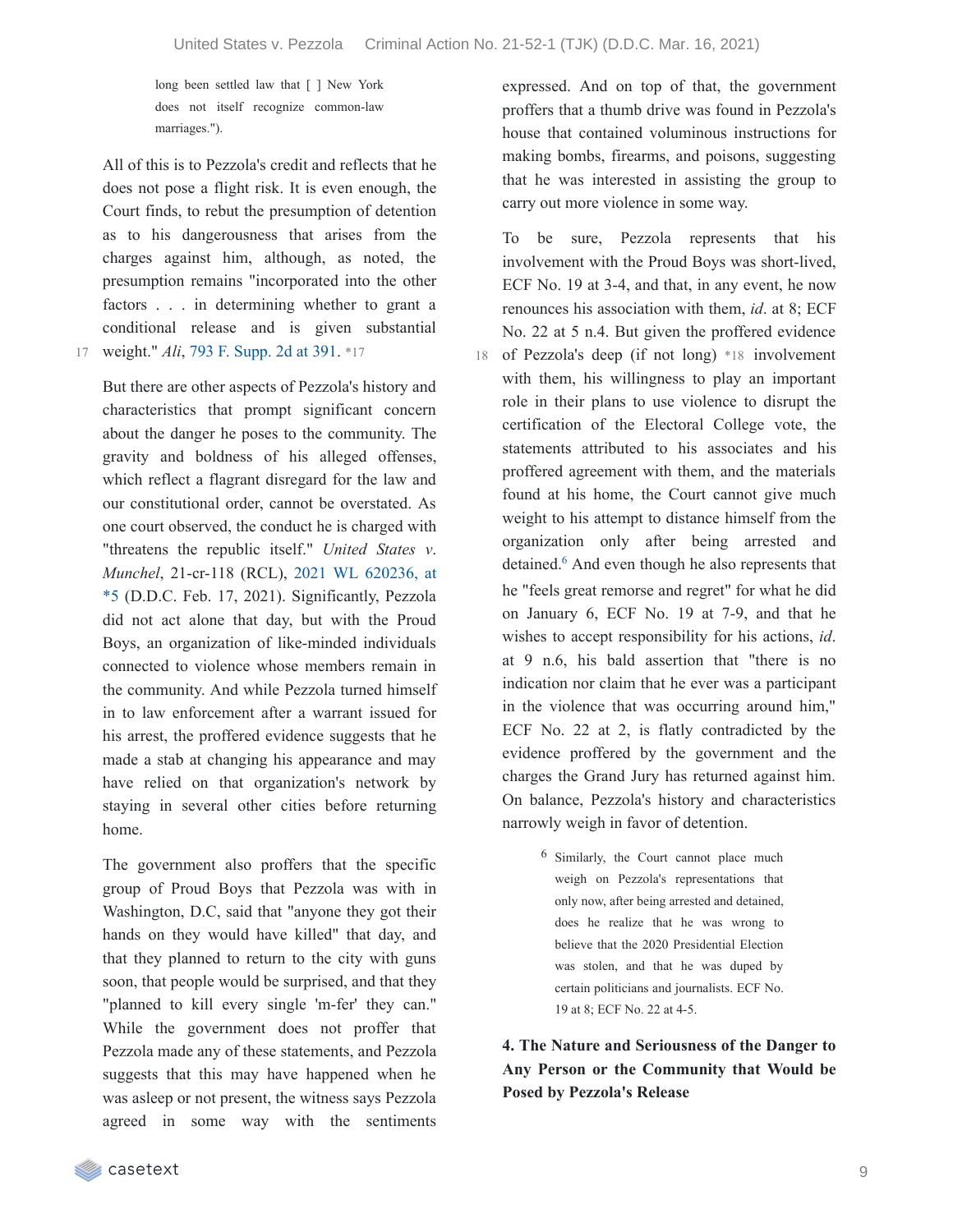long been settled law that [ ] New York does not itself recognize common-law marriages.").

All of this is to Pezzola's credit and reflects that he does not pose a flight risk. It is even enough, the Court finds, to rebut the presumption of detention as to his dangerousness that arises from the charges against him, although, as noted, the presumption remains "incorporated into the other factors . . . in determining whether to grant a conditional release and is given substantial weight." *Ali*, 793 F. Supp. 2d at 391. *17

But there are other aspects of Pezzola's history and characteristics that prompt significant concern about the danger he poses to the community. The gravity and boldness of his alleged offenses, which reflect a flagrant disregard for the law and our constitutional order, cannot be overstated. As one court observed, the conduct he is charged with "threatens the republic itself." *United States v. Munchel*, 21-cr-118 (RCL), 2021 WL 620236, at *5 (D.D.C. Feb. 17, 2021). Significantly, Pezzola did not act alone that day, but with the Proud Boys, an organization of like-minded individuals connected to violence whose members remain in the community. And while Pezzola turned himself in to law enforcement after a warrant issued for his arrest, the proffered evidence suggests that he made a stab at changing his appearance and may have relied on that organization's network by staying in several other cities before returning home.

The government also proffers that the specific group of Proud Boys that Pezzola was with in Washington, D.C, said that "anyone they got their hands on they would have killed" that day, and that they planned to return to the city with guns soon, that people would be surprised, and that they "planned to kill every single 'm-fer' they can." While the government does not proffer that Pezzola made any of these statements, and Pezzola suggests that this may have happened when he was asleep or not present, the witness says Pezzola agreed in some way with the sentiments expressed. And on top of that, the government proffers that a thumb drive was found in Pezzola's house that contained voluminous instructions for making bombs, firearms, and poisons, suggesting that he was interested in assisting the group to carry out more violence in some way.

To be sure, Pezzola represents that his involvement with the Proud Boys was short-lived, ECF No. 19 at 3-4, and that, in any event, he now renounces his association with them, *id*. at 8; ECF No. 22 at 5 n.4. But given the proffered evidence of Pezzola's deep (if not long) *18 involvement with them, his willingness to play an important role in their plans to use violence to disrupt the certification of the Electoral College vote, the statements attributed to his associates and his proffered agreement with them, and the materials found at his home, the Court cannot give much weight to his attempt to distance himself from the organization only after being arrested and detained.[6] And even though he also represents that he "feels great remorse and regret" for what he did on January 6, ECF No. 19 at 7-9, and that he wishes to accept responsibility for his actions, *id*. at 9 n.6, his bald assertion that "there is no indication nor claim that he ever was a participant in the violence that was occurring around him," ECF No. 22 at 2, is flatly contradicted by the evidence proffered by the government and the charges the Grand Jury has returned against him. On balance, Pezzola's history and characteristics narrowly weigh in favor of detention.

[6] Similarly, the Court cannot place much weigh on Pezzola's representations that only now, after being arrested and detained, does he realize that he was wrong to believe that the 2020 Presidential Election was stolen, and that he was duped by certain politicians and journalists. ECF No. 19 at 8; ECF No. 22 at 4-5.

**4. The Nature and Seriousness of the Danger to Any Person or the Community that Would be Posed by Pezzola's Release**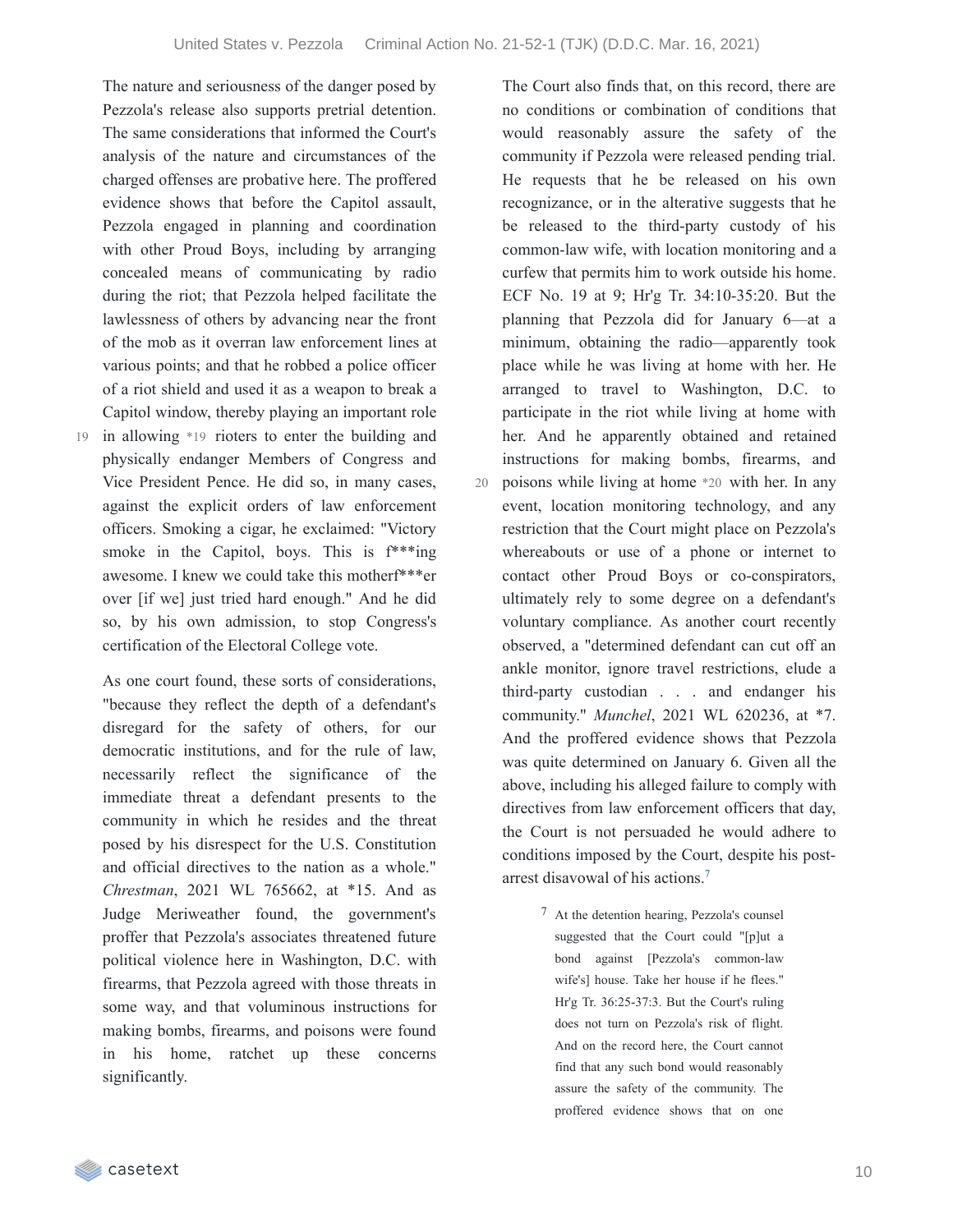The nature and seriousness of the danger posed by Pezzola's release also supports pretrial detention. The same considerations that informed the Court's analysis of the nature and circumstances of the charged offenses are probative here. The proffered evidence shows that before the Capitol assault, Pezzola engaged in planning and coordination with other Proud Boys, including by arranging concealed means of communicating by radio during the riot; that Pezzola helped facilitate the lawlessness of others by advancing near the front of the mob as it overran law enforcement lines at various points; and that he robbed a police officer of a riot shield and used it as a weapon to break a Capitol window, thereby playing an important role in allowing *19 rioters to enter the building and physically endanger Members of Congress and Vice President Pence. He did so, in many cases, against the explicit orders of law enforcement officers. Smoking a cigar, he exclaimed: "Victory smoke in the Capitol, boys. This is f***ing awesome. I knew we could take this motherf***er over [if we] just tried hard enough." And he did so, by his own admission, to stop Congress's certification of the Electoral College vote.

As one court found, these sorts of considerations, "because they reflect the depth of a defendant's disregard for the safety of others, for our democratic institutions, and for the rule of law, necessarily reflect the significance of the immediate threat a defendant presents to the community in which he resides and the threat posed by his disrespect for the U.S. Constitution and official directives to the nation as a whole." *Chrestman*, 2021 WL 765662, at *15. And as Judge Meriweather found, the government's proffer that Pezzola's associates threatened future political violence here in Washington, D.C. with firearms, that Pezzola agreed with those threats in some way, and that voluminous instructions for making bombs, firearms, and poisons were found in his home, ratchet up these concerns significantly.

The Court also finds that, on this record, there are no conditions or combination of conditions that would reasonably assure the safety of the community if Pezzola were released pending trial. He requests that he be released on his own recognizance, or in the alterative suggests that he be released to the third-party custody of his common-law wife, with location monitoring and a curfew that permits him to work outside his home. ECF No. 19 at 9; Hr'g Tr. 34:10-35:20. But the planning that Pezzola did for January 6—at a minimum, obtaining the radio—apparently took place while he was living at home with her. He arranged to travel to Washington, D.C. to participate in the riot while living at home with her. And he apparently obtained and retained instructions for making bombs, firearms, and poisons while living at home *20 with her. In any event, location monitoring technology, and any restriction that the Court might place on Pezzola's whereabouts or use of a phone or internet to contact other Proud Boys or co-conspirators, ultimately rely to some degree on a defendant's voluntary compliance. As another court recently observed, a "determined defendant can cut off an ankle monitor, ignore travel restrictions, elude a third-party custodian . . . and endanger his community." *Munchel*, 2021 WL 620236, at *7. And the proffered evidence shows that Pezzola was quite determined on January 6. Given all the above, including his alleged failure to comply with directives from law enforcement officers that day, the Court is not persuaded he would adhere to conditions imposed by the Court, despite his post-arrest disavowal of his actions.[7]

[7] At the detention hearing, Pezzola's counsel suggested that the Court could "[p]ut a bond against [Pezzola's common-law wife's] house. Take her house if he flees." Hr'g Tr. 36:25-37:3. But the Court's ruling does not turn on Pezzola's risk of flight. And on the record here, the Court cannot find that any such bond would reasonably assure the safety of the community. The proffered evidence shows that on one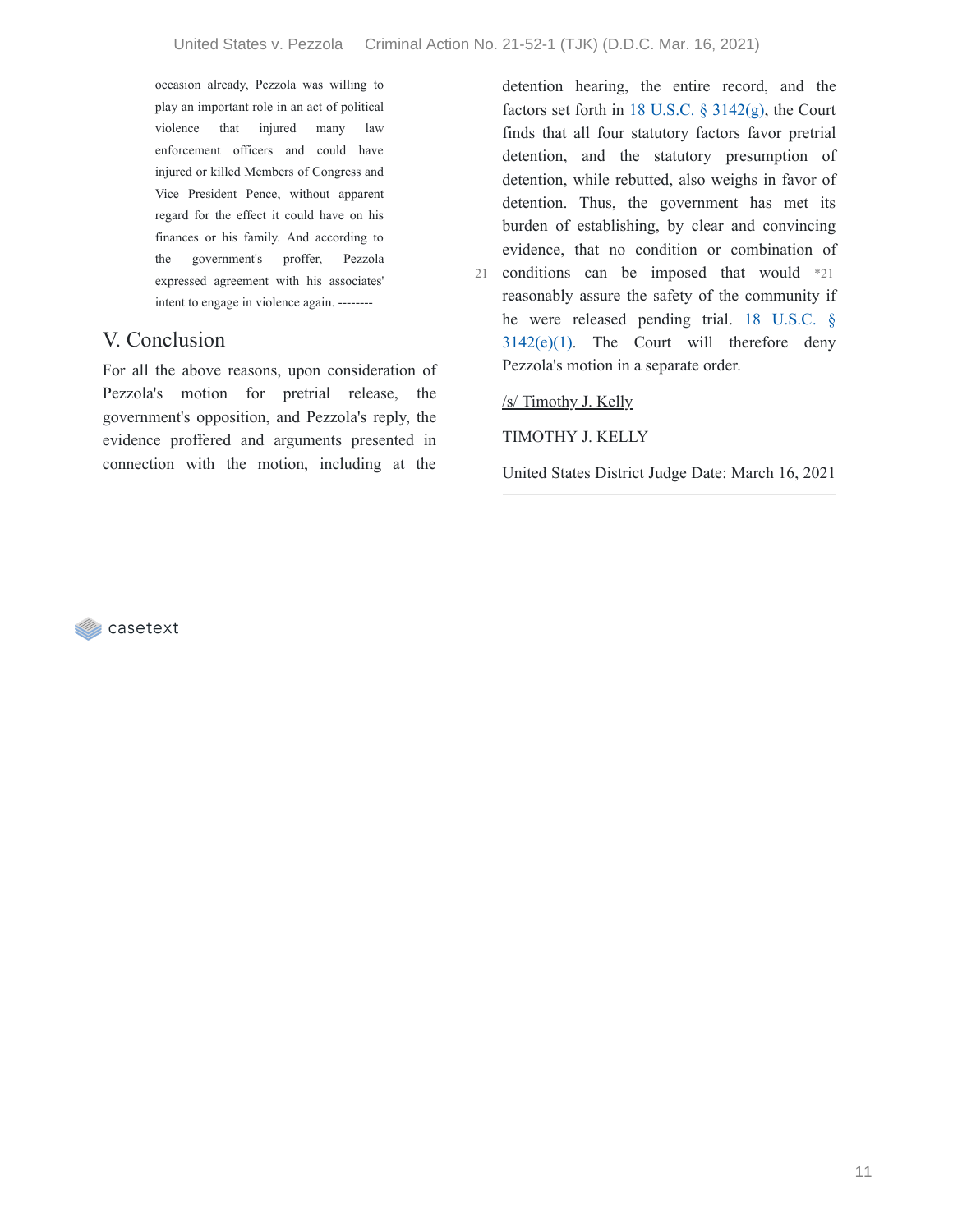occasion already, Pezzola was willing to play an important role in an act of political violence that injured many law enforcement officers and could have injured or killed Members of Congress and Vice President Pence, without apparent regard for the effect it could have on his finances or his family. And according to the government's proffer, Pezzola expressed agreement with his associates' intent to engage in violence again. --------

## V. Conclusion

For all the above reasons, upon consideration of Pezzola's motion for pretrial release, the government's opposition, and Pezzola's reply, the evidence proffered and arguments presented in connection with the motion, including at the detention hearing, the entire record, and the factors set forth in 18 U.S.C. § 3142(g), the Court finds that all four statutory factors favor pretrial detention, and the statutory presumption of detention, while rebutted, also weighs in favor of detention. Thus, the government has met its burden of establishing, by clear and convincing evidence, that no condition or combination of conditions can be imposed that would *21 reasonably assure the safety of the community if he were released pending trial. 18 U.S.C. § 3142(e)(1). The Court will therefore deny Pezzola's motion in a separate order.

/s/ Timothy J. Kelly

TIMOTHY J. KELLY

United States District Judge Date: March 16, 2021